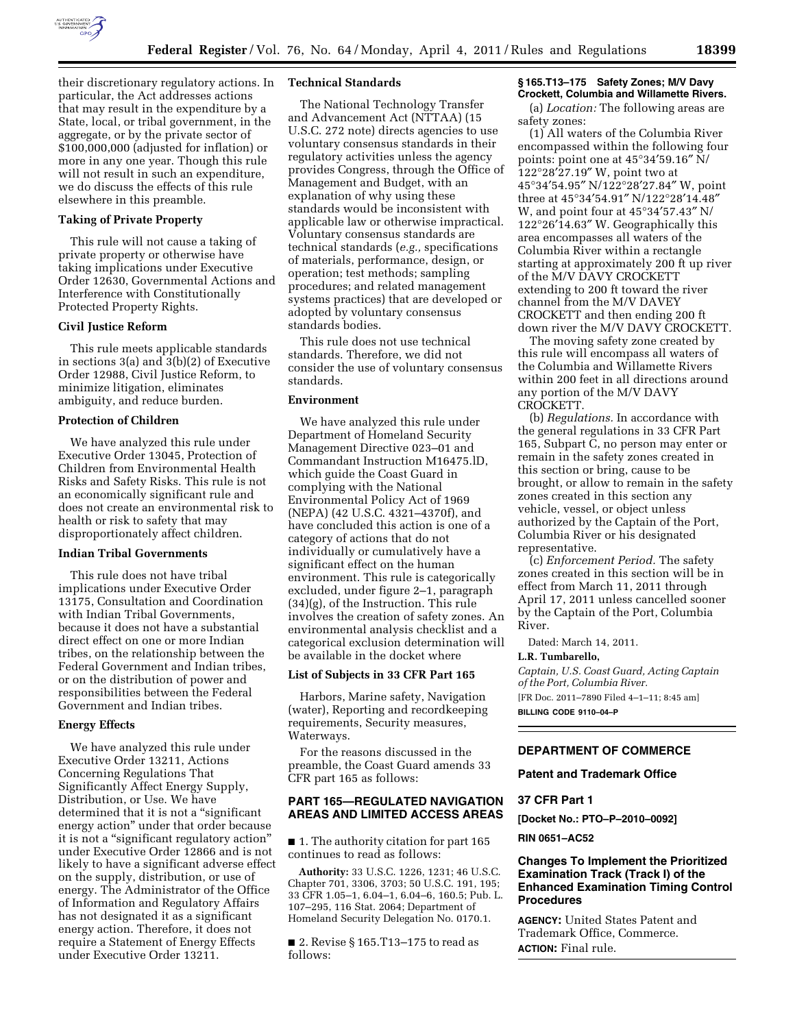their discretionary regulatory actions. In particular, the Act addresses actions that may result in the expenditure by a State, local, or tribal government, in the aggregate, or by the private sector of $100,000,000 (adjusted for inflation) or more in any one year. Though this rule will not result in such an expenditure, we do discuss the effects of this rule elsewhere in this preamble.

**Taking of Private Property**

This rule will not cause a taking of private property or otherwise have taking implications under Executive Order 12630, Governmental Actions and Interference with Constitutionally Protected Property Rights.

**Civil Justice Reform**

This rule meets applicable standards in sections 3(a) and 3(b)(2) of Executive Order 12988, Civil Justice Reform, to minimize litigation, eliminates ambiguity, and reduce burden.

**Protection of Children**

We have analyzed this rule under Executive Order 13045, Protection of Children from Environmental Health Risks and Safety Risks. This rule is not an economically significant rule and does not create an environmental risk to health or risk to safety that may disproportionately affect children.

**Indian Tribal Governments**

This rule does not have tribal implications under Executive Order 13175, Consultation and Coordination with Indian Tribal Governments, because it does not have a substantial direct effect on one or more Indian tribes, on the relationship between the Federal Government and Indian tribes, or on the distribution of power and responsibilities between the Federal Government and Indian tribes.

**Energy Effects**

We have analyzed this rule under Executive Order 13211, Actions Concerning Regulations That Significantly Affect Energy Supply, Distribution, or Use. We have determined that it is not a "significant energy action" under that order because it is not a "significant regulatory action" under Executive Order 12866 and is not likely to have a significant adverse effect on the supply, distribution, or use of energy. The Administrator of the Office of Information and Regulatory Affairs has not designated it as a significant energy action. Therefore, it does not require a Statement of Energy Effects under Executive Order 13211.

**Technical Standards**

The National Technology Transfer and Advancement Act (NTTAA) (15 U.S.C. 272 note) directs agencies to use voluntary consensus standards in their regulatory activities unless the agency provides Congress, through the Office of Management and Budget, with an explanation of why using these standards would be inconsistent with applicable law or otherwise impractical. Voluntary consensus standards are technical standards (*e.g.,* specifications of materials, performance, design, or operation; test methods; sampling procedures; and related management systems practices) that are developed or adopted by voluntary consensus standards bodies.

This rule does not use technical standards. Therefore, we did not consider the use of voluntary consensus standards.

**Environment**

We have analyzed this rule under Department of Homeland Security Management Directive 023–01 and Commandant Instruction M16475.lD, which guide the Coast Guard in complying with the National Environmental Policy Act of 1969 (NEPA) (42 U.S.C. 4321–4370f), and have concluded this action is one of a category of actions that do not individually or cumulatively have a significant effect on the human environment. This rule is categorically excluded, under figure 2–1, paragraph (34)(g), of the Instruction. This rule involves the creation of safety zones. An environmental analysis checklist and a categorical exclusion determination will be available in the docket where

**List of Subjects in 33 CFR Part 165**

Harbors, Marine safety, Navigation (water), Reporting and recordkeeping requirements, Security measures, Waterways.

For the reasons discussed in the preamble, the Coast Guard amends 33 CFR part 165 as follows:

**PART 165—REGULATED NAVIGATION AREAS AND LIMITED ACCESS AREAS**

■ 1. The authority citation for part 165 continues to read as follows:

**Authority:** 33 U.S.C. 1226, 1231; 46 U.S.C. Chapter 701, 3306, 3703; 50 U.S.C. 191, 195; 33 CFR 1.05–1, 6.04–1, 6.04–6, 160.5; Pub. L. 107–295, 116 Stat. 2064; Department of Homeland Security Delegation No. 0170.1.

■ 2. Revise § 165.T13–175 to read as follows:

**§ 165.T13–175 Safety Zones; M/V Davy Crockett, Columbia and Willamette Rivers.**

(a) *Location:* The following areas are safety zones:

(1) All waters of the Columbia River encompassed within the following four points: point one at 45°34′59.16″ N/122°28′27.19″ W, point two at 45°34′54.95″ N/122°28′27.84″ W, point three at 45°34′54.91″ N/122°28′14.48″ W, and point four at 45°34′57.43″ N/122°26′14.63″ W. Geographically this area encompasses all waters of the Columbia River within a rectangle starting at approximately 200 ft up river of the M/V DAVY CROCKETT extending to 200 ft toward the river channel from the M/V DAVEY CROCKETT and then ending 200 ft down river the M/V DAVY CROCKETT.

The moving safety zone created by this rule will encompass all waters of the Columbia and Willamette Rivers within 200 feet in all directions around any portion of the M/V DAVY CROCKETT.

(b) *Regulations.* In accordance with the general regulations in 33 CFR Part 165, Subpart C, no person may enter or remain in the safety zones created in this section or bring, cause to be brought, or allow to remain in the safety zones created in this section any vehicle, vessel, or object unless authorized by the Captain of the Port, Columbia River or his designated representative.

(c) *Enforcement Period.* The safety zones created in this section will be in effect from March 11, 2011 through April 17, 2011 unless cancelled sooner by the Captain of the Port, Columbia River.

Dated: March 14, 2011.

**L.R. Tumbarello,**

*Captain, U.S. Coast Guard, Acting Captain of the Port, Columbia River.*

[FR Doc. 2011–7890 Filed 4–1–11; 8:45 am]

**BILLING CODE 9110–04–P**

---

## DEPARTMENT OF COMMERCE

### Patent and Trademark Office

### 37 CFR Part 1

**[Docket No.: PTO–P–2010–0092]**

**RIN 0651–AC52**

## Changes To Implement the Prioritized Examination Track (Track I) of the Enhanced Examination Timing Control Procedures

**AGENCY:** United States Patent and Trademark Office, Commerce.

**ACTION:** Final rule.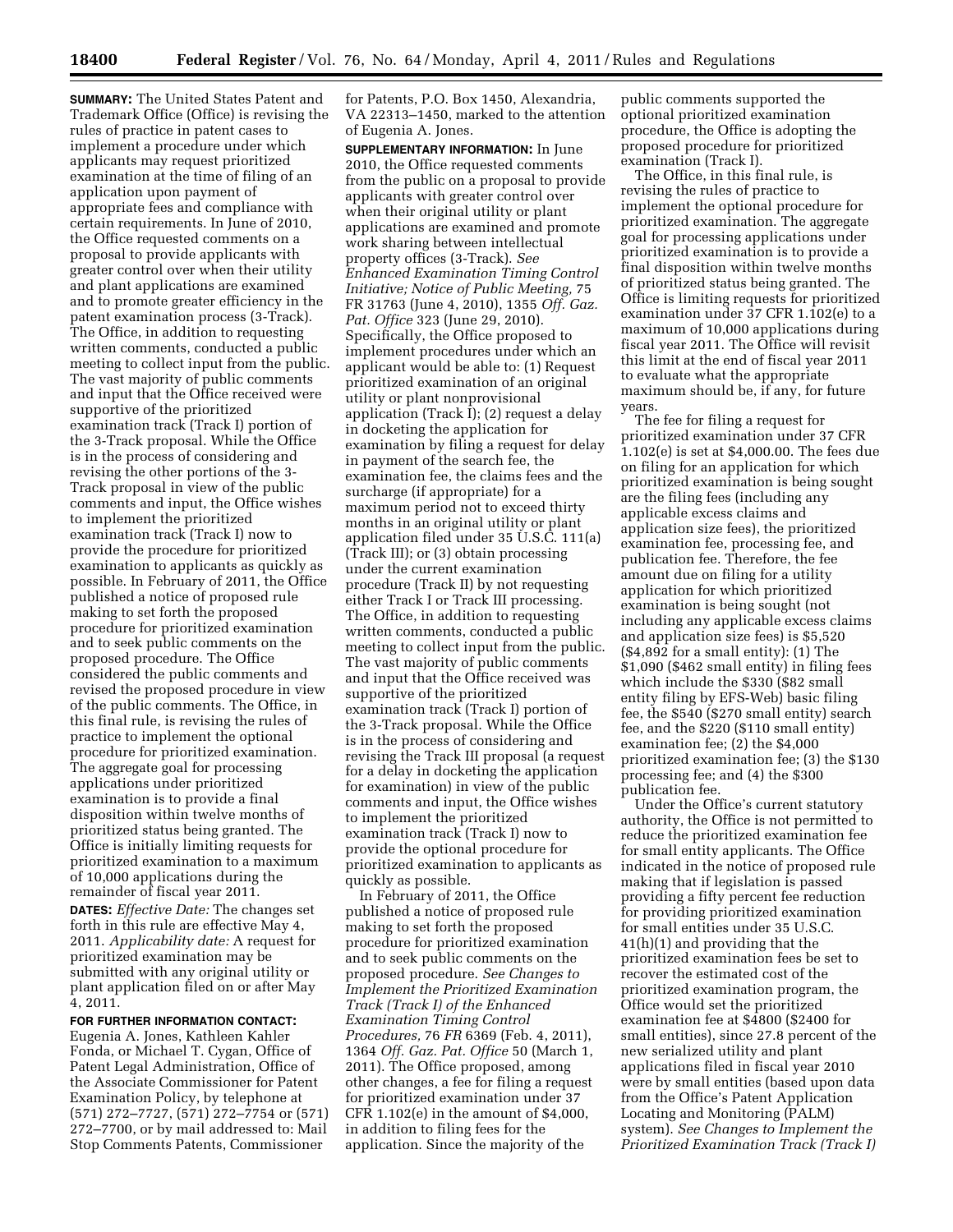**SUMMARY:** The United States Patent and Trademark Office (Office) is revising the rules of practice in patent cases to implement a procedure under which applicants may request prioritized examination at the time of filing of an application upon payment of appropriate fees and compliance with certain requirements. In June of 2010, the Office requested comments on a proposal to provide applicants with greater control over when their utility and plant applications are examined and to promote greater efficiency in the patent examination process (3-Track). The Office, in addition to requesting written comments, conducted a public meeting to collect input from the public. The vast majority of public comments and input that the Office received were supportive of the prioritized examination track (Track I) portion of the 3-Track proposal. While the Office is in the process of considering and revising the other portions of the 3-Track proposal in view of the public comments and input, the Office wishes to implement the prioritized examination track (Track I) now to provide the procedure for prioritized examination to applicants as quickly as possible. In February of 2011, the Office published a notice of proposed rule making to set forth the proposed procedure for prioritized examination and to seek public comments on the proposed procedure. The Office considered the public comments and revised the proposed procedure in view of the public comments. The Office, in this final rule, is revising the rules of practice to implement the optional procedure for prioritized examination. The aggregate goal for processing applications under prioritized examination is to provide a final disposition within twelve months of prioritized status being granted. The Office is initially limiting requests for prioritized examination to a maximum of 10,000 applications during the remainder of fiscal year 2011.

**DATES:** *Effective Date:* The changes set forth in this rule are effective May 4, 2011. *Applicability date:* A request for prioritized examination may be submitted with any original utility or plant application filed on or after May 4, 2011.

**FOR FURTHER INFORMATION CONTACT:** Eugenia A. Jones, Kathleen Kahler Fonda, or Michael T. Cygan, Office of Patent Legal Administration, Office of the Associate Commissioner for Patent Examination Policy, by telephone at (571) 272–7727, (571) 272–7754 or (571) 272–7700, or by mail addressed to: Mail Stop Comments Patents, Commissioner for Patents, P.O. Box 1450, Alexandria, VA 22313–1450, marked to the attention of Eugenia A. Jones.

**SUPPLEMENTARY INFORMATION:** In June 2010, the Office requested comments from the public on a proposal to provide applicants with greater control over when their original utility or plant applications are examined and promote work sharing between intellectual property offices (3-Track). *See Enhanced Examination Timing Control Initiative; Notice of Public Meeting,* 75 FR 31763 (June 4, 2010), 1355 *Off. Gaz. Pat. Office* 323 (June 29, 2010). Specifically, the Office proposed to implement procedures under which an applicant would be able to: (1) Request prioritized examination of an original utility or plant nonprovisional application (Track I); (2) request a delay in docketing the application for examination by filing a request for delay in payment of the search fee, the examination fee, the claims fees and the surcharge (if appropriate) for a maximum period not to exceed thirty months in an original utility or plant application filed under 35 U.S.C. 111(a) (Track III); or (3) obtain processing under the current examination procedure (Track II) by not requesting either Track I or Track III processing. The Office, in addition to requesting written comments, conducted a public meeting to collect input from the public. The vast majority of public comments and input that the Office received was supportive of the prioritized examination track (Track I) portion of the 3-Track proposal. While the Office is in the process of considering and revising the Track III proposal (a request for a delay in docketing the application for examination) in view of the public comments and input, the Office wishes to implement the prioritized examination track (Track I) now to provide the optional procedure for prioritized examination to applicants as quickly as possible.

In February of 2011, the Office published a notice of proposed rule making to set forth the proposed procedure for prioritized examination and to seek public comments on the proposed procedure. *See Changes to Implement the Prioritized Examination Track (Track I) of the Enhanced Examination Timing Control Procedures,* 76 *FR* 6369 (Feb. 4, 2011), 1364 *Off. Gaz. Pat. Office* 50 (March 1, 2011). The Office proposed, among other changes, a fee for filing a request for prioritized examination under 37 CFR 1.102(e) in the amount of $4,000, in addition to filing fees for the application. Since the majority of the public comments supported the optional prioritized examination procedure, the Office is adopting the proposed procedure for prioritized examination (Track I).

The Office, in this final rule, is revising the rules of practice to implement the optional procedure for prioritized examination. The aggregate goal for processing applications under prioritized examination is to provide a final disposition within twelve months of prioritized status being granted. The Office is limiting requests for prioritized examination under 37 CFR 1.102(e) to a maximum of 10,000 applications during fiscal year 2011. The Office will revisit this limit at the end of fiscal year 2011 to evaluate what the appropriate maximum should be, if any, for future years.

The fee for filing a request for prioritized examination under 37 CFR 1.102(e) is set at $4,000.00. The fees due on filing for an application for which prioritized examination is being sought are the filing fees (including any applicable excess claims and application size fees), the prioritized examination fee, processing fee, and publication fee. Therefore, the fee amount due on filing for a utility application for which prioritized examination is being sought (not including any applicable excess claims and application size fees) is $5,520 ($4,892 for a small entity): (1) The $1,090 ($462 small entity) in filing fees which include the $330 ($82 small entity filing by EFS-Web) basic filing fee, the $540 ($270 small entity) search fee, and the $220 ($110 small entity) examination fee; (2) the $4,000 prioritized examination fee; (3) the $130 processing fee; and (4) the $300 publication fee.

Under the Office's current statutory authority, the Office is not permitted to reduce the prioritized examination fee for small entity applicants. The Office indicated in the notice of proposed rule making that if legislation is passed providing a fifty percent fee reduction for providing prioritized examination for small entities under 35 U.S.C. 41(h)(1) and providing that the prioritized examination fees be set to recover the estimated cost of the prioritized examination program, the Office would set the prioritized examination fee at $4800 ($2400 for small entities), since 27.8 percent of the new serialized utility and plant applications filed in fiscal year 2010 were by small entities (based upon data from the Office's Patent Application Locating and Monitoring (PALM) system). *See Changes to Implement the Prioritized Examination Track (Track I)*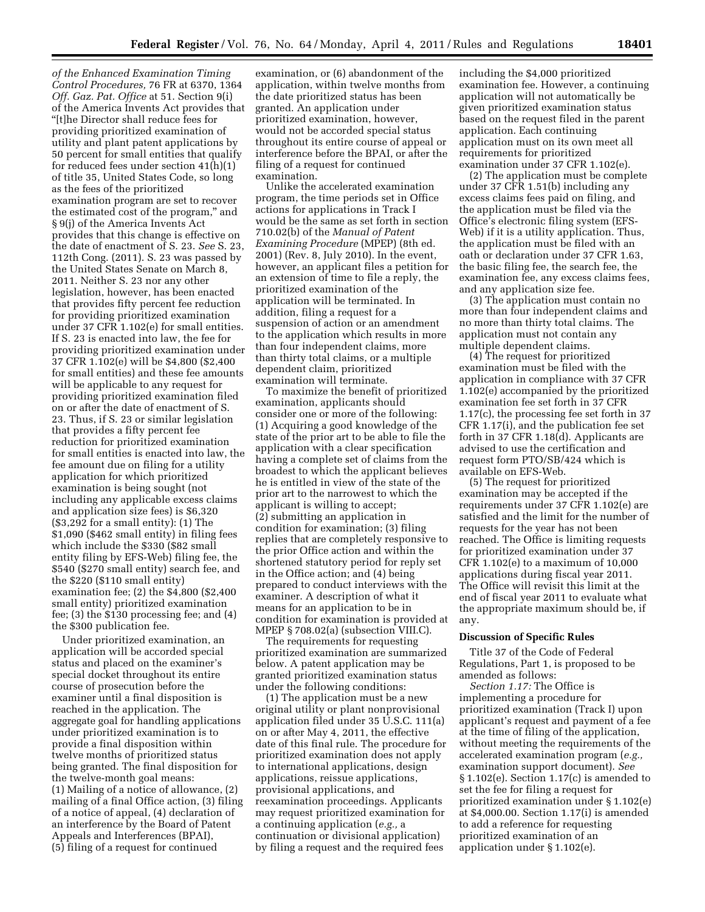*of the Enhanced Examination Timing Control Procedures,* 76 FR at 6370, 1364 *Off. Gaz. Pat. Office* at 51. Section 9(i) of the America Invents Act provides that "[t]he Director shall reduce fees for providing prioritized examination of utility and plant patent applications by 50 percent for small entities that qualify for reduced fees under section 41(h)(1) of title 35, United States Code, so long as the fees of the prioritized examination program are set to recover the estimated cost of the program," and § 9(j) of the America Invents Act provides that this change is effective on the date of enactment of S. 23. *See* S. 23, 112th Cong. (2011). S. 23 was passed by the United States Senate on March 8, 2011. Neither S. 23 nor any other legislation, however, has been enacted that provides fifty percent fee reduction for providing prioritized examination under 37 CFR 1.102(e) for small entities. If S. 23 is enacted into law, the fee for providing prioritized examination under 37 CFR 1.102(e) will be $4,800 ($2,400 for small entities) and these fee amounts will be applicable to any request for providing prioritized examination filed on or after the date of enactment of S. 23. Thus, if S. 23 or similar legislation that provides a fifty percent fee reduction for prioritized examination for small entities is enacted into law, the fee amount due on filing for a utility application for which prioritized examination is being sought (not including any applicable excess claims and application size fees) is $6,320 ($3,292 for a small entity): (1) The $1,090 ($462 small entity) in filing fees which include the $330 ($82 small entity filing by EFS-Web) filing fee, the $540 ($270 small entity) search fee, and the $220 ($110 small entity) examination fee; (2) the $4,800 ($2,400 small entity) prioritized examination fee; (3) the $130 processing fee; and (4) the $300 publication fee.

Under prioritized examination, an application will be accorded special status and placed on the examiner's special docket throughout its entire course of prosecution before the examiner until a final disposition is reached in the application. The aggregate goal for handling applications under prioritized examination is to provide a final disposition within twelve months of prioritized status being granted. The final disposition for the twelve-month goal means: (1) Mailing of a notice of allowance, (2) mailing of a final Office action, (3) filing of a notice of appeal, (4) declaration of an interference by the Board of Patent Appeals and Interferences (BPAI), (5) filing of a request for continued examination, or (6) abandonment of the application, within twelve months from the date prioritized status has been granted. An application under prioritized examination, however, would not be accorded special status throughout its entire course of appeal or interference before the BPAI, or after the filing of a request for continued examination.

Unlike the accelerated examination program, the time periods set in Office actions for applications in Track I would be the same as set forth in section 710.02(b) of the *Manual of Patent Examining Procedure* (MPEP) (8th ed. 2001) (Rev. 8, July 2010). In the event, however, an applicant files a petition for an extension of time to file a reply, the prioritized examination of the application will be terminated. In addition, filing a request for a suspension of action or an amendment to the application which results in more than four independent claims, more than thirty total claims, or a multiple dependent claim, prioritized examination will terminate.

To maximize the benefit of prioritized examination, applicants should consider one or more of the following: (1) Acquiring a good knowledge of the state of the prior art to be able to file the application with a clear specification having a complete set of claims from the broadest to which the applicant believes he is entitled in view of the state of the prior art to the narrowest to which the applicant is willing to accept; (2) submitting an application in condition for examination; (3) filing replies that are completely responsive to the prior Office action and within the shortened statutory period for reply set in the Office action; and (4) being prepared to conduct interviews with the examiner. A description of what it means for an application to be in condition for examination is provided at MPEP § 708.02(a) (subsection VIII.C).

The requirements for requesting prioritized examination are summarized below. A patent application may be granted prioritized examination status under the following conditions:

(1) The application must be a new original utility or plant nonprovisional application filed under 35 U.S.C. 111(a) on or after May 4, 2011, the effective date of this final rule. The procedure for prioritized examination does not apply to international applications, design applications, reissue applications, provisional applications, and reexamination proceedings. Applicants may request prioritized examination for a continuing application (*e.g.,* a continuation or divisional application) by filing a request and the required fees including the $4,000 prioritized examination fee. However, a continuing application will not automatically be given prioritized examination status based on the request filed in the parent application. Each continuing application must on its own meet all requirements for prioritized examination under 37 CFR 1.102(e).

(2) The application must be complete under 37 CFR 1.51(b) including any excess claims fees paid on filing, and the application must be filed via the Office's electronic filing system (EFS-Web) if it is a utility application. Thus, the application must be filed with an oath or declaration under 37 CFR 1.63, the basic filing fee, the search fee, the examination fee, any excess claims fees, and any application size fee.

(3) The application must contain no more than four independent claims and no more than thirty total claims. The application must not contain any multiple dependent claims.

(4) The request for prioritized examination must be filed with the application in compliance with 37 CFR 1.102(e) accompanied by the prioritized examination fee set forth in 37 CFR 1.17(c), the processing fee set forth in 37 CFR 1.17(i), and the publication fee set forth in 37 CFR 1.18(d). Applicants are advised to use the certification and request form PTO/SB/424 which is available on EFS-Web.

(5) The request for prioritized examination may be accepted if the requirements under 37 CFR 1.102(e) are satisfied and the limit for the number of requests for the year has not been reached. The Office is limiting requests for prioritized examination under 37 CFR 1.102(e) to a maximum of 10,000 applications during fiscal year 2011. The Office will revisit this limit at the end of fiscal year 2011 to evaluate what the appropriate maximum should be, if any.

## Discussion of Specific Rules

Title 37 of the Code of Federal Regulations, Part 1, is proposed to be amended as follows:

*Section 1.17:* The Office is implementing a procedure for prioritized examination (Track I) upon applicant's request and payment of a fee at the time of filing of the application, without meeting the requirements of the accelerated examination program (*e.g.,* examination support document). *See* § 1.102(e). Section 1.17(c) is amended to set the fee for filing a request for prioritized examination under § 1.102(e) at $4,000.00. Section 1.17(i) is amended to add a reference for requesting prioritized examination of an application under § 1.102(e).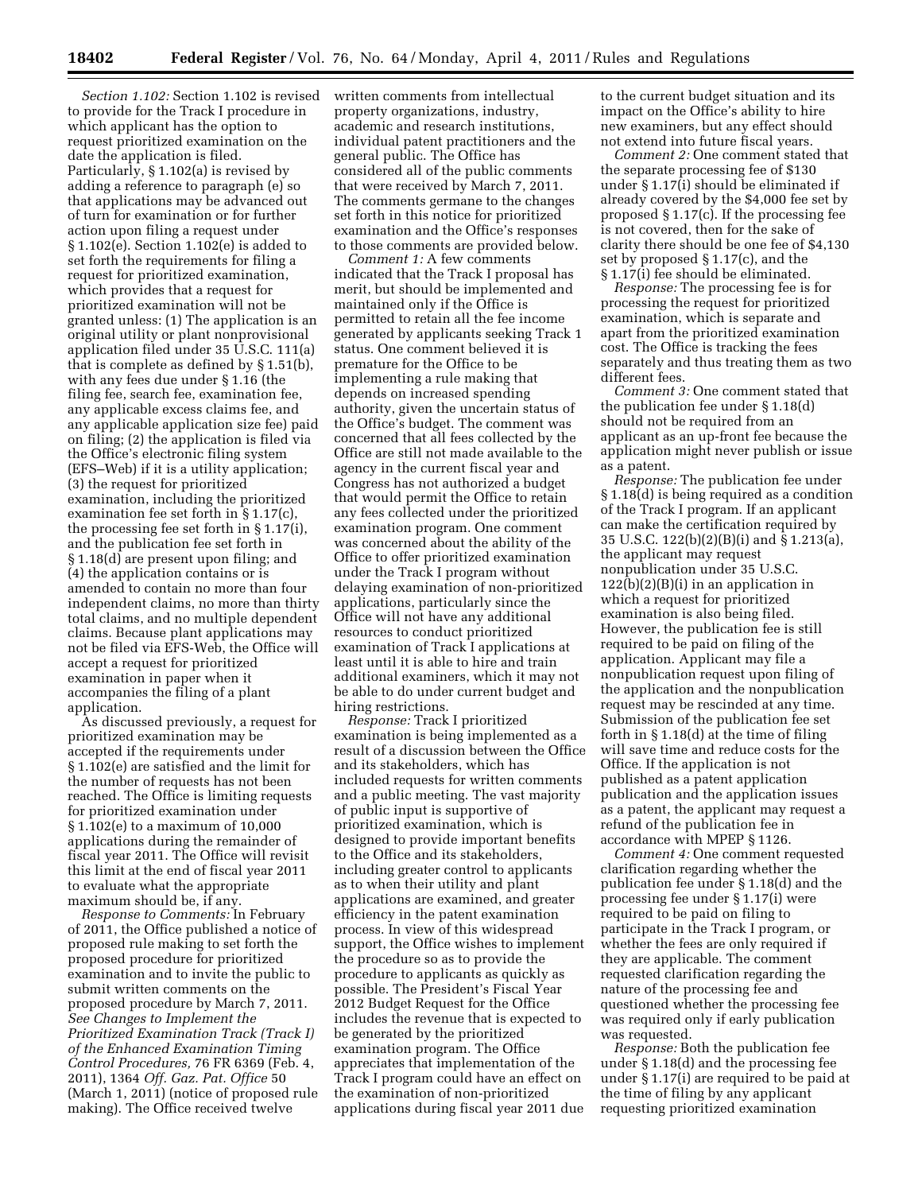*Section 1.102:* Section 1.102 is revised to provide for the Track I procedure in which applicant has the option to request prioritized examination on the date the application is filed. Particularly, § 1.102(a) is revised by adding a reference to paragraph (e) so that applications may be advanced out of turn for examination or for further action upon filing a request under § 1.102(e). Section 1.102(e) is added to set forth the requirements for filing a request for prioritized examination, which provides that a request for prioritized examination will not be granted unless: (1) The application is an original utility or plant nonprovisional application filed under 35 U.S.C. 111(a) that is complete as defined by § 1.51(b), with any fees due under § 1.16 (the filing fee, search fee, examination fee, any applicable excess claims fee, and any applicable application size fee) paid on filing; (2) the application is filed via the Office's electronic filing system (EFS–Web) if it is a utility application; (3) the request for prioritized examination, including the prioritized examination fee set forth in § 1.17(c), the processing fee set forth in § 1.17(i), and the publication fee set forth in § 1.18(d) are present upon filing; and (4) the application contains or is amended to contain no more than four independent claims, no more than thirty total claims, and no multiple dependent claims. Because plant applications may not be filed via EFS-Web, the Office will accept a request for prioritized examination in paper when it accompanies the filing of a plant application.

As discussed previously, a request for prioritized examination may be accepted if the requirements under § 1.102(e) are satisfied and the limit for the number of requests has not been reached. The Office is limiting requests for prioritized examination under § 1.102(e) to a maximum of 10,000 applications during the remainder of fiscal year 2011. The Office will revisit this limit at the end of fiscal year 2011 to evaluate what the appropriate maximum should be, if any.

*Response to Comments:* In February of 2011, the Office published a notice of proposed rule making to set forth the proposed procedure for prioritized examination and to invite the public to submit written comments on the proposed procedure by March 7, 2011. *See Changes to Implement the Prioritized Examination Track (Track I) of the Enhanced Examination Timing Control Procedures,* 76 FR 6369 (Feb. 4, 2011), 1364 *Off. Gaz. Pat. Office* 50 (March 1, 2011) (notice of proposed rule making). The Office received twelve written comments from intellectual property organizations, industry, academic and research institutions, individual patent practitioners and the general public. The Office has considered all of the public comments that were received by March 7, 2011. The comments germane to the changes set forth in this notice for prioritized examination and the Office's responses to those comments are provided below.

*Comment 1:* A few comments indicated that the Track I proposal has merit, but should be implemented and maintained only if the Office is permitted to retain all the fee income generated by applicants seeking Track 1 status. One comment believed it is premature for the Office to be implementing a rule making that depends on increased spending authority, given the uncertain status of the Office's budget. The comment was concerned that all fees collected by the Office are still not made available to the agency in the current fiscal year and Congress has not authorized a budget that would permit the Office to retain any fees collected under the prioritized examination program. One comment was concerned about the ability of the Office to offer prioritized examination under the Track I program without delaying examination of non-prioritized applications, particularly since the Office will not have any additional resources to conduct prioritized examination of Track I applications at least until it is able to hire and train additional examiners, which it may not be able to do under current budget and hiring restrictions.

*Response:* Track I prioritized examination is being implemented as a result of a discussion between the Office and its stakeholders, which has included requests for written comments and a public meeting. The vast majority of public input is supportive of prioritized examination, which is designed to provide important benefits to the Office and its stakeholders, including greater control to applicants as to when their utility and plant applications are examined, and greater efficiency in the patent examination process. In view of this widespread support, the Office wishes to implement the procedure so as to provide the procedure to applicants as quickly as possible. The President's Fiscal Year 2012 Budget Request for the Office includes the revenue that is expected to be generated by the prioritized examination program. The Office appreciates that implementation of the Track I program could have an effect on the examination of non-prioritized applications during fiscal year 2011 due to the current budget situation and its impact on the Office's ability to hire new examiners, but any effect should not extend into future fiscal years.

*Comment 2:* One comment stated that the separate processing fee of $130 under § 1.17(i) should be eliminated if already covered by the $4,000 fee set by proposed § 1.17(c). If the processing fee is not covered, then for the sake of clarity there should be one fee of $4,130 set by proposed § 1.17(c), and the § 1.17(i) fee should be eliminated.

*Response:* The processing fee is for processing the request for prioritized examination, which is separate and apart from the prioritized examination cost. The Office is tracking the fees separately and thus treating them as two different fees.

*Comment 3:* One comment stated that the publication fee under § 1.18(d) should not be required from an applicant as an up-front fee because the application might never publish or issue as a patent.

*Response:* The publication fee under § 1.18(d) is being required as a condition of the Track I program. If an applicant can make the certification required by 35 U.S.C. 122(b)(2)(B)(i) and § 1.213(a), the applicant may request nonpublication under 35 U.S.C. 122(b)(2)(B)(i) in an application in which a request for prioritized examination is also being filed. However, the publication fee is still required to be paid on filing of the application. Applicant may file a nonpublication request upon filing of the application and the nonpublication request may be rescinded at any time. Submission of the publication fee set forth in § 1.18(d) at the time of filing will save time and reduce costs for the Office. If the application is not published as a patent application publication and the application issues as a patent, the applicant may request a refund of the publication fee in accordance with MPEP § 1126.

*Comment 4:* One comment requested clarification regarding whether the publication fee under § 1.18(d) and the processing fee under § 1.17(i) were required to be paid on filing to participate in the Track I program, or whether the fees are only required if they are applicable. The comment requested clarification regarding the nature of the processing fee and questioned whether the processing fee was required only if early publication was requested.

*Response:* Both the publication fee under § 1.18(d) and the processing fee under § 1.17(i) are required to be paid at the time of filing by any applicant requesting prioritized examination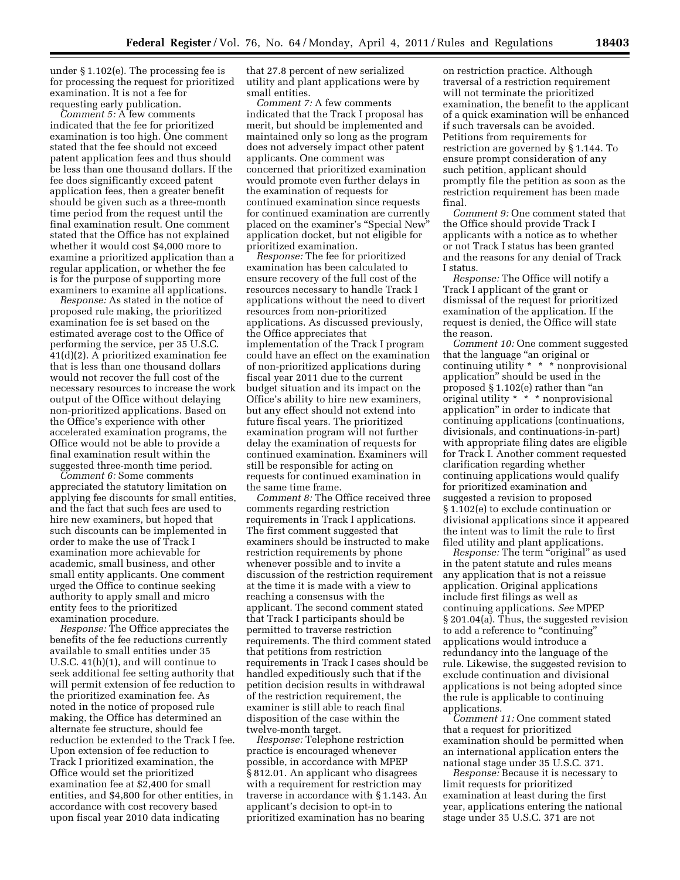under § 1.102(e). The processing fee is for processing the request for prioritized examination. It is not a fee for requesting early publication.

*Comment 5:* A few comments indicated that the fee for prioritized examination is too high. One comment stated that the fee should not exceed patent application fees and thus should be less than one thousand dollars. If the fee does significantly exceed patent application fees, then a greater benefit should be given such as a three-month time period from the request until the final examination result. One comment stated that the Office has not explained whether it would cost $4,000 more to examine a prioritized application than a regular application, or whether the fee is for the purpose of supporting more examiners to examine all applications.

*Response:* As stated in the notice of proposed rule making, the prioritized examination fee is set based on the estimated average cost to the Office of performing the service, per 35 U.S.C. 41(d)(2). A prioritized examination fee that is less than one thousand dollars would not recover the full cost of the necessary resources to increase the work output of the Office without delaying non-prioritized applications. Based on the Office's experience with other accelerated examination programs, the Office would not be able to provide a final examination result within the suggested three-month time period.

*Comment 6:* Some comments appreciated the statutory limitation on applying fee discounts for small entities, and the fact that such fees are used to hire new examiners, but hoped that such discounts can be implemented in order to make the use of Track I examination more achievable for academic, small business, and other small entity applicants. One comment urged the Office to continue seeking authority to apply small and micro entity fees to the prioritized examination procedure.

*Response:* The Office appreciates the benefits of the fee reductions currently available to small entities under 35 U.S.C. 41(h)(1), and will continue to seek additional fee setting authority that will permit extension of fee reduction to the prioritized examination fee. As noted in the notice of proposed rule making, the Office has determined an alternate fee structure, should fee reduction be extended to the Track I fee. Upon extension of fee reduction to Track I prioritized examination, the Office would set the prioritized examination fee at $2,400 for small entities, and $4,800 for other entities, in accordance with cost recovery based upon fiscal year 2010 data indicating that 27.8 percent of new serialized utility and plant applications were by small entities.

*Comment 7:* A few comments indicated that the Track I proposal has merit, but should be implemented and maintained only so long as the program does not adversely impact other patent applicants. One comment was concerned that prioritized examination would promote even further delays in the examination of requests for continued examination since requests for continued examination are currently placed on the examiner's "Special New" application docket, but not eligible for prioritized examination.

*Response:* The fee for prioritized examination has been calculated to ensure recovery of the full cost of the resources necessary to handle Track I applications without the need to divert resources from non-prioritized applications. As discussed previously, the Office appreciates that implementation of the Track I program could have an effect on the examination of non-prioritized applications during fiscal year 2011 due to the current budget situation and its impact on the Office's ability to hire new examiners, but any effect should not extend into future fiscal years. The prioritized examination program will not further delay the examination of requests for continued examination. Examiners will still be responsible for acting on requests for continued examination in the same time frame.

*Comment 8:* The Office received three comments regarding restriction requirements in Track I applications. The first comment suggested that examiners should be instructed to make restriction requirements by phone whenever possible and to invite a discussion of the restriction requirement at the time it is made with a view to reaching a consensus with the applicant. The second comment stated that Track I participants should be permitted to traverse restriction requirements. The third comment stated that petitions from restriction requirements in Track I cases should be handled expeditiously such that if the petition decision results in withdrawal of the restriction requirement, the examiner is still able to reach final disposition of the case within the twelve-month target.

*Response:* Telephone restriction practice is encouraged whenever possible, in accordance with MPEP § 812.01. An applicant who disagrees with a requirement for restriction may traverse in accordance with § 1.143. An applicant's decision to opt-in to prioritized examination has no bearing on restriction practice. Although traversal of a restriction requirement will not terminate the prioritized examination, the benefit to the applicant of a quick examination will be enhanced if such traversals can be avoided. Petitions from requirements for restriction are governed by § 1.144. To ensure prompt consideration of any such petition, applicant should promptly file the petition as soon as the restriction requirement has been made final.

*Comment 9:* One comment stated that the Office should provide Track I applicants with a notice as to whether or not Track I status has been granted and the reasons for any denial of Track I status.

*Response:* The Office will notify a Track I applicant of the grant or dismissal of the request for prioritized examination of the application. If the request is denied, the Office will state the reason.

*Comment 10:* One comment suggested that the language "an original or continuing utility * * * nonprovisional application" should be used in the proposed § 1.102(e) rather than "an original utility * * * nonprovisional application" in order to indicate that continuing applications (continuations, divisionals, and continuations-in-part) with appropriate filing dates are eligible for Track I. Another comment requested clarification regarding whether continuing applications would qualify for prioritized examination and suggested a revision to proposed § 1.102(e) to exclude continuation or divisional applications since it appeared the intent was to limit the rule to first filed utility and plant applications.

*Response:* The term "original" as used in the patent statute and rules means any application that is not a reissue application. Original applications include first filings as well as continuing applications. *See* MPEP § 201.04(a). Thus, the suggested revision to add a reference to "continuing" applications would introduce a redundancy into the language of the rule. Likewise, the suggested revision to exclude continuation and divisional applications is not being adopted since the rule is applicable to continuing applications.

*Comment 11:* One comment stated that a request for prioritized examination should be permitted when an international application enters the national stage under 35 U.S.C. 371.

*Response:* Because it is necessary to limit requests for prioritized examination at least during the first year, applications entering the national stage under 35 U.S.C. 371 are not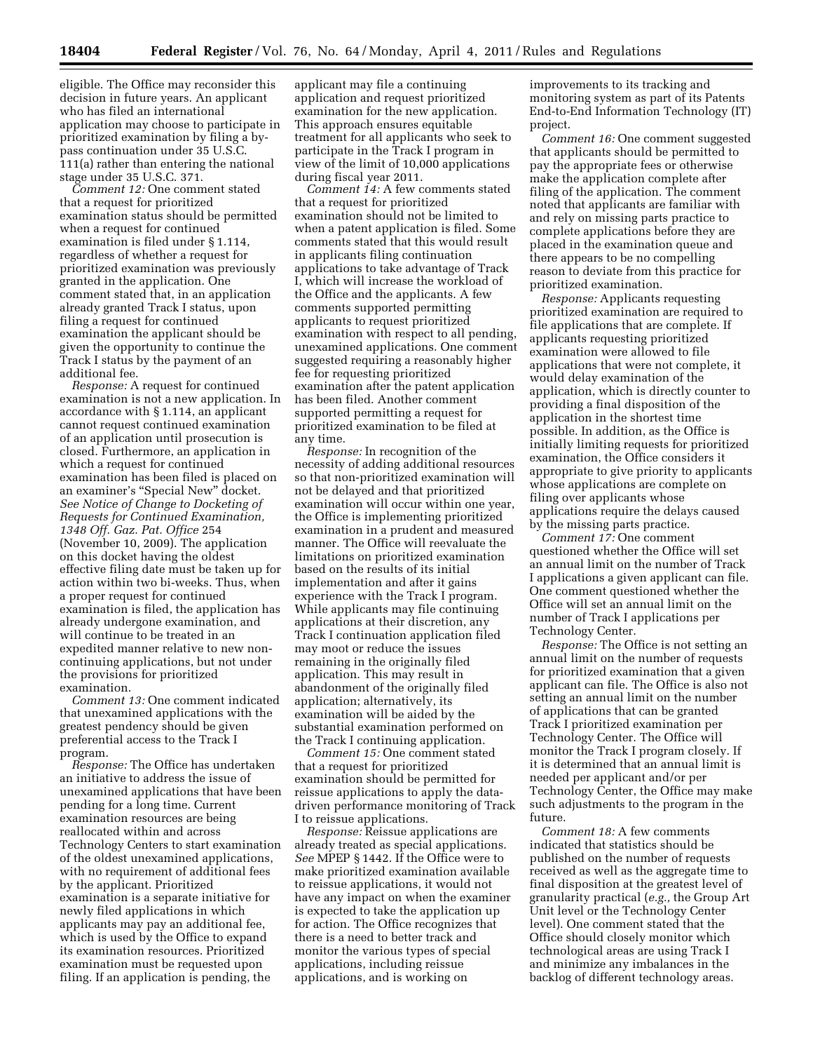eligible. The Office may reconsider this decision in future years. An applicant who has filed an international application may choose to participate in prioritized examination by filing a bypass continuation under 35 U.S.C. 111(a) rather than entering the national stage under 35 U.S.C. 371.

*Comment 12:* One comment stated that a request for prioritized examination status should be permitted when a request for continued examination is filed under § 1.114, regardless of whether a request for prioritized examination was previously granted in the application. One comment stated that, in an application already granted Track I status, upon filing a request for continued examination the applicant should be given the opportunity to continue the Track I status by the payment of an additional fee.

*Response:* A request for continued examination is not a new application. In accordance with § 1.114, an applicant cannot request continued examination of an application until prosecution is closed. Furthermore, an application in which a request for continued examination has been filed is placed on an examiner's "Special New" docket. *See Notice of Change to Docketing of Requests for Continued Examination, 1348 Off. Gaz. Pat. Office* 254 (November 10, 2009). The application on this docket having the oldest effective filing date must be taken up for action within two bi-weeks. Thus, when a proper request for continued examination is filed, the application has already undergone examination, and will continue to be treated in an expedited manner relative to new non-continuing applications, but not under the provisions for prioritized examination.

*Comment 13:* One comment indicated that unexamined applications with the greatest pendency should be given preferential access to the Track I program.

*Response:* The Office has undertaken an initiative to address the issue of unexamined applications that have been pending for a long time. Current examination resources are being reallocated within and across Technology Centers to start examination of the oldest unexamined applications, with no requirement of additional fees by the applicant. Prioritized examination is a separate initiative for newly filed applications in which applicants may pay an additional fee, which is used by the Office to expand its examination resources. Prioritized examination must be requested upon filing. If an application is pending, the applicant may file a continuing application and request prioritized examination for the new application. This approach ensures equitable treatment for all applicants who seek to participate in the Track I program in view of the limit of 10,000 applications during fiscal year 2011.

*Comment 14:* A few comments stated that a request for prioritized examination should not be limited to when a patent application is filed. Some comments stated that this would result in applicants filing continuation applications to take advantage of Track I, which will increase the workload of the Office and the applicants. A few comments supported permitting applicants to request prioritized examination with respect to all pending, unexamined applications. One comment suggested requiring a reasonably higher fee for requesting prioritized examination after the patent application has been filed. Another comment supported permitting a request for prioritized examination to be filed at any time.

*Response:* In recognition of the necessity of adding additional resources so that non-prioritized examination will not be delayed and that prioritized examination will occur within one year, the Office is implementing prioritized examination in a prudent and measured manner. The Office will reevaluate the limitations on prioritized examination based on the results of its initial implementation and after it gains experience with the Track I program. While applicants may file continuing applications at their discretion, any Track I continuation application filed may moot or reduce the issues remaining in the originally filed application. This may result in abandonment of the originally filed application; alternatively, its examination will be aided by the substantial examination performed on the Track I continuing application.

*Comment 15:* One comment stated that a request for prioritized examination should be permitted for reissue applications to apply the data-driven performance monitoring of Track I to reissue applications.

*Response:* Reissue applications are already treated as special applications. *See* MPEP § 1442. If the Office were to make prioritized examination available to reissue applications, it would not have any impact on when the examiner is expected to take the application up for action. The Office recognizes that there is a need to better track and monitor the various types of special applications, including reissue applications, and is working on improvements to its tracking and monitoring system as part of its Patents End-to-End Information Technology (IT) project.

*Comment 16:* One comment suggested that applicants should be permitted to pay the appropriate fees or otherwise make the application complete after filing of the application. The comment noted that applicants are familiar with and rely on missing parts practice to complete applications before they are placed in the examination queue and there appears to be no compelling reason to deviate from this practice for prioritized examination.

*Response:* Applicants requesting prioritized examination are required to file applications that are complete. If applicants requesting prioritized examination were allowed to file applications that were not complete, it would delay examination of the application, which is directly counter to providing a final disposition of the application in the shortest time possible. In addition, as the Office is initially limiting requests for prioritized examination, the Office considers it appropriate to give priority to applicants whose applications are complete on filing over applicants whose applications require the delays caused by the missing parts practice.

*Comment 17:* One comment questioned whether the Office will set an annual limit on the number of Track I applications a given applicant can file. One comment questioned whether the Office will set an annual limit on the number of Track I applications per Technology Center.

*Response:* The Office is not setting an annual limit on the number of requests for prioritized examination that a given applicant can file. The Office is also not setting an annual limit on the number of applications that can be granted Track I prioritized examination per Technology Center. The Office will monitor the Track I program closely. If it is determined that an annual limit is needed per applicant and/or per Technology Center, the Office may make such adjustments to the program in the future.

*Comment 18:* A few comments indicated that statistics should be published on the number of requests received as well as the aggregate time to final disposition at the greatest level of granularity practical (*e.g.,* the Group Art Unit level or the Technology Center level). One comment stated that the Office should closely monitor which technological areas are using Track I and minimize any imbalances in the backlog of different technology areas.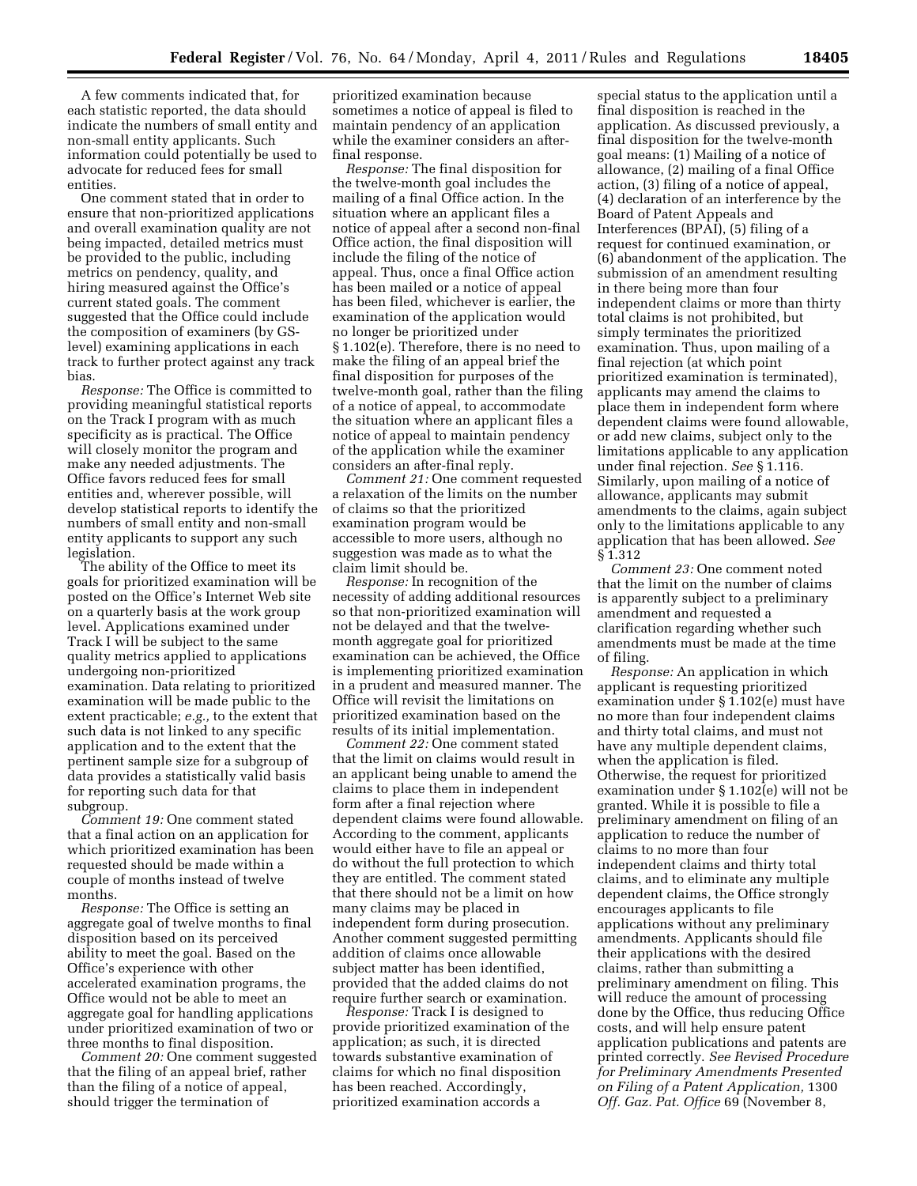A few comments indicated that, for each statistic reported, the data should indicate the numbers of small entity and non-small entity applicants. Such information could potentially be used to advocate for reduced fees for small entities.

One comment stated that in order to ensure that non-prioritized applications and overall examination quality are not being impacted, detailed metrics must be provided to the public, including metrics on pendency, quality, and hiring measured against the Office's current stated goals. The comment suggested that the Office could include the composition of examiners (by GS-level) examining applications in each track to further protect against any track bias.

*Response:* The Office is committed to providing meaningful statistical reports on the Track I program with as much specificity as is practical. The Office will closely monitor the program and make any needed adjustments. The Office favors reduced fees for small entities and, wherever possible, will develop statistical reports to identify the numbers of small entity and non-small entity applicants to support any such legislation.

The ability of the Office to meet its goals for prioritized examination will be posted on the Office's Internet Web site on a quarterly basis at the work group level. Applications examined under Track I will be subject to the same quality metrics applied to applications undergoing non-prioritized examination. Data relating to prioritized examination will be made public to the extent practicable; *e.g.,* to the extent that such data is not linked to any specific application and to the extent that the pertinent sample size for a subgroup of data provides a statistically valid basis for reporting such data for that subgroup.

*Comment 19:* One comment stated that a final action on an application for which prioritized examination has been requested should be made within a couple of months instead of twelve months.

*Response:* The Office is setting an aggregate goal of twelve months to final disposition based on its perceived ability to meet the goal. Based on the Office's experience with other accelerated examination programs, the Office would not be able to meet an aggregate goal for handling applications under prioritized examination of two or three months to final disposition.

*Comment 20:* One comment suggested that the filing of an appeal brief, rather than the filing of a notice of appeal, should trigger the termination of prioritized examination because sometimes a notice of appeal is filed to maintain pendency of an application while the examiner considers an after-final response.

*Response:* The final disposition for the twelve-month goal includes the mailing of a final Office action. In the situation where an applicant files a notice of appeal after a second non-final Office action, the final disposition will include the filing of the notice of appeal. Thus, once a final Office action has been mailed or a notice of appeal has been filed, whichever is earlier, the examination of the application would no longer be prioritized under § 1.102(e). Therefore, there is no need to make the filing of an appeal brief the final disposition for purposes of the twelve-month goal, rather than the filing of a notice of appeal, to accommodate the situation where an applicant files a notice of appeal to maintain pendency of the application while the examiner considers an after-final reply.

*Comment 21:* One comment requested a relaxation of the limits on the number of claims so that the prioritized examination program would be accessible to more users, although no suggestion was made as to what the claim limit should be.

*Response:* In recognition of the necessity of adding additional resources so that non-prioritized examination will not be delayed and that the twelve-month aggregate goal for prioritized examination can be achieved, the Office is implementing prioritized examination in a prudent and measured manner. The Office will revisit the limitations on prioritized examination based on the results of its initial implementation.

*Comment 22:* One comment stated that the limit on claims would result in an applicant being unable to amend the claims to place them in independent form after a final rejection where dependent claims were found allowable. According to the comment, applicants would either have to file an appeal or do without the full protection to which they are entitled. The comment stated that there should not be a limit on how many claims may be placed in independent form during prosecution. Another comment suggested permitting addition of claims once allowable subject matter has been identified, provided that the added claims do not require further search or examination.

*Response:* Track I is designed to provide prioritized examination of the application; as such, it is directed towards substantive examination of claims for which no final disposition has been reached. Accordingly, prioritized examination accords a special status to the application until a final disposition is reached in the application. As discussed previously, a final disposition for the twelve-month goal means: (1) Mailing of a notice of allowance, (2) mailing of a final Office action, (3) filing of a notice of appeal, (4) declaration of an interference by the Board of Patent Appeals and Interferences (BPAI), (5) filing of a request for continued examination, or (6) abandonment of the application. The submission of an amendment resulting in there being more than four independent claims or more than thirty total claims is not prohibited, but simply terminates the prioritized examination. Thus, upon mailing of a final rejection (at which point prioritized examination is terminated), applicants may amend the claims to place them in independent form where dependent claims were found allowable, or add new claims, subject only to the limitations applicable to any application under final rejection. *See* § 1.116. Similarly, upon mailing of a notice of allowance, applicants may submit amendments to the claims, again subject only to the limitations applicable to any application that has been allowed. *See* § 1.312

*Comment 23:* One comment noted that the limit on the number of claims is apparently subject to a preliminary amendment and requested a clarification regarding whether such amendments must be made at the time of filing.

*Response:* An application in which applicant is requesting prioritized examination under § 1.102(e) must have no more than four independent claims and thirty total claims, and must not have any multiple dependent claims, when the application is filed. Otherwise, the request for prioritized examination under § 1.102(e) will not be granted. While it is possible to file a preliminary amendment on filing of an application to reduce the number of claims to no more than four independent claims and thirty total claims, and to eliminate any multiple dependent claims, the Office strongly encourages applicants to file applications without any preliminary amendments. Applicants should file their applications with the desired claims, rather than submitting a preliminary amendment on filing. This will reduce the amount of processing done by the Office, thus reducing Office costs, and will help ensure patent application publications and patents are printed correctly. *See Revised Procedure for Preliminary Amendments Presented on Filing of a Patent Application,* 1300 *Off. Gaz. Pat. Office* 69 (November 8,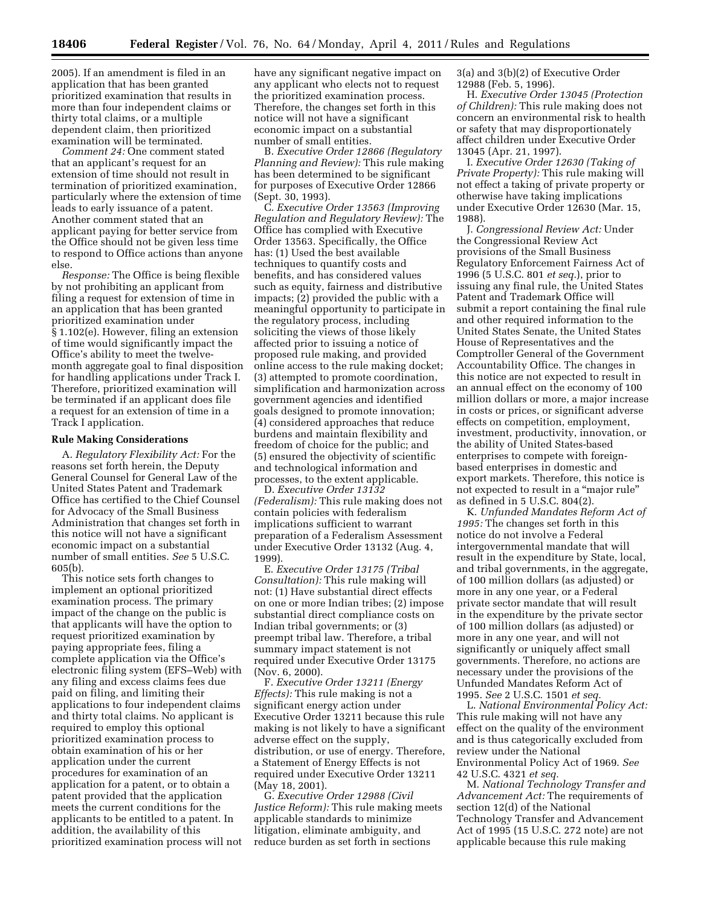2005). If an amendment is filed in an application that has been granted prioritized examination that results in more than four independent claims or thirty total claims, or a multiple dependent claim, then prioritized examination will be terminated.

*Comment 24:* One comment stated that an applicant's request for an extension of time should not result in termination of prioritized examination, particularly where the extension of time leads to early issuance of a patent. Another comment stated that an applicant paying for better service from the Office should not be given less time to respond to Office actions than anyone else.

*Response:* The Office is being flexible by not prohibiting an applicant from filing a request for extension of time in an application that has been granted prioritized examination under § 1.102(e). However, filing an extension of time would significantly impact the Office's ability to meet the twelve-month aggregate goal to final disposition for handling applications under Track I. Therefore, prioritized examination will be terminated if an applicant does file a request for an extension of time in a Track I application.

**Rule Making Considerations**

A. *Regulatory Flexibility Act:* For the reasons set forth herein, the Deputy General Counsel for General Law of the United States Patent and Trademark Office has certified to the Chief Counsel for Advocacy of the Small Business Administration that changes set forth in this notice will not have a significant economic impact on a substantial number of small entities. *See* 5 U.S.C. 605(b).

This notice sets forth changes to implement an optional prioritized examination process. The primary impact of the change on the public is that applicants will have the option to request prioritized examination by paying appropriate fees, filing a complete application via the Office's electronic filing system (EFS–Web) with any filing and excess claims fees due paid on filing, and limiting their applications to four independent claims and thirty total claims. No applicant is required to employ this optional prioritized examination process to obtain examination of his or her application under the current procedures for examination of an application for a patent, or to obtain a patent provided that the application meets the current conditions for the applicants to be entitled to a patent. In addition, the availability of this prioritized examination process will not have any significant negative impact on any applicant who elects not to request the prioritized examination process. Therefore, the changes set forth in this notice will not have a significant economic impact on a substantial number of small entities.

B. *Executive Order 12866 (Regulatory Planning and Review):* This rule making has been determined to be significant for purposes of Executive Order 12866 (Sept. 30, 1993).

C. *Executive Order 13563 (Improving Regulation and Regulatory Review):* The Office has complied with Executive Order 13563. Specifically, the Office has: (1) Used the best available techniques to quantify costs and benefits, and has considered values such as equity, fairness and distributive impacts; (2) provided the public with a meaningful opportunity to participate in the regulatory process, including soliciting the views of those likely affected prior to issuing a notice of proposed rule making, and provided online access to the rule making docket; (3) attempted to promote coordination, simplification and harmonization across government agencies and identified goals designed to promote innovation; (4) considered approaches that reduce burdens and maintain flexibility and freedom of choice for the public; and (5) ensured the objectivity of scientific and technological information and processes, to the extent applicable.

D. *Executive Order 13132 (Federalism):* This rule making does not contain policies with federalism implications sufficient to warrant preparation of a Federalism Assessment under Executive Order 13132 (Aug. 4, 1999).

E. *Executive Order 13175 (Tribal Consultation):* This rule making will not: (1) Have substantial direct effects on one or more Indian tribes; (2) impose substantial direct compliance costs on Indian tribal governments; or (3) preempt tribal law. Therefore, a tribal summary impact statement is not required under Executive Order 13175 (Nov. 6, 2000).

F. *Executive Order 13211 (Energy Effects):* This rule making is not a significant energy action under Executive Order 13211 because this rule making is not likely to have a significant adverse effect on the supply, distribution, or use of energy. Therefore, a Statement of Energy Effects is not required under Executive Order 13211 (May 18, 2001).

G. *Executive Order 12988 (Civil Justice Reform):* This rule making meets applicable standards to minimize litigation, eliminate ambiguity, and reduce burden as set forth in sections 3(a) and 3(b)(2) of Executive Order 12988 (Feb. 5, 1996).

H. *Executive Order 13045 (Protection of Children):* This rule making does not concern an environmental risk to health or safety that may disproportionately affect children under Executive Order 13045 (Apr. 21, 1997).

I. *Executive Order 12630 (Taking of Private Property):* This rule making will not effect a taking of private property or otherwise have taking implications under Executive Order 12630 (Mar. 15, 1988).

J. *Congressional Review Act:* Under the Congressional Review Act provisions of the Small Business Regulatory Enforcement Fairness Act of 1996 (5 U.S.C. 801 *et seq.*), prior to issuing any final rule, the United States Patent and Trademark Office will submit a report containing the final rule and other required information to the United States Senate, the United States House of Representatives and the Comptroller General of the Government Accountability Office. The changes in this notice are not expected to result in an annual effect on the economy of 100 million dollars or more, a major increase in costs or prices, or significant adverse effects on competition, employment, investment, productivity, innovation, or the ability of United States-based enterprises to compete with foreign-based enterprises in domestic and export markets. Therefore, this notice is not expected to result in a "major rule" as defined in 5 U.S.C. 804(2).

K. *Unfunded Mandates Reform Act of 1995:* The changes set forth in this notice do not involve a Federal intergovernmental mandate that will result in the expenditure by State, local, and tribal governments, in the aggregate, of 100 million dollars (as adjusted) or more in any one year, or a Federal private sector mandate that will result in the expenditure by the private sector of 100 million dollars (as adjusted) or more in any one year, and will not significantly or uniquely affect small governments. Therefore, no actions are necessary under the provisions of the Unfunded Mandates Reform Act of 1995. *See* 2 U.S.C. 1501 *et seq.*

L. *National Environmental Policy Act:* This rule making will not have any effect on the quality of the environment and is thus categorically excluded from review under the National Environmental Policy Act of 1969. *See* 42 U.S.C. 4321 *et seq.*

M. *National Technology Transfer and Advancement Act:* The requirements of section 12(d) of the National Technology Transfer and Advancement Act of 1995 (15 U.S.C. 272 note) are not applicable because this rule making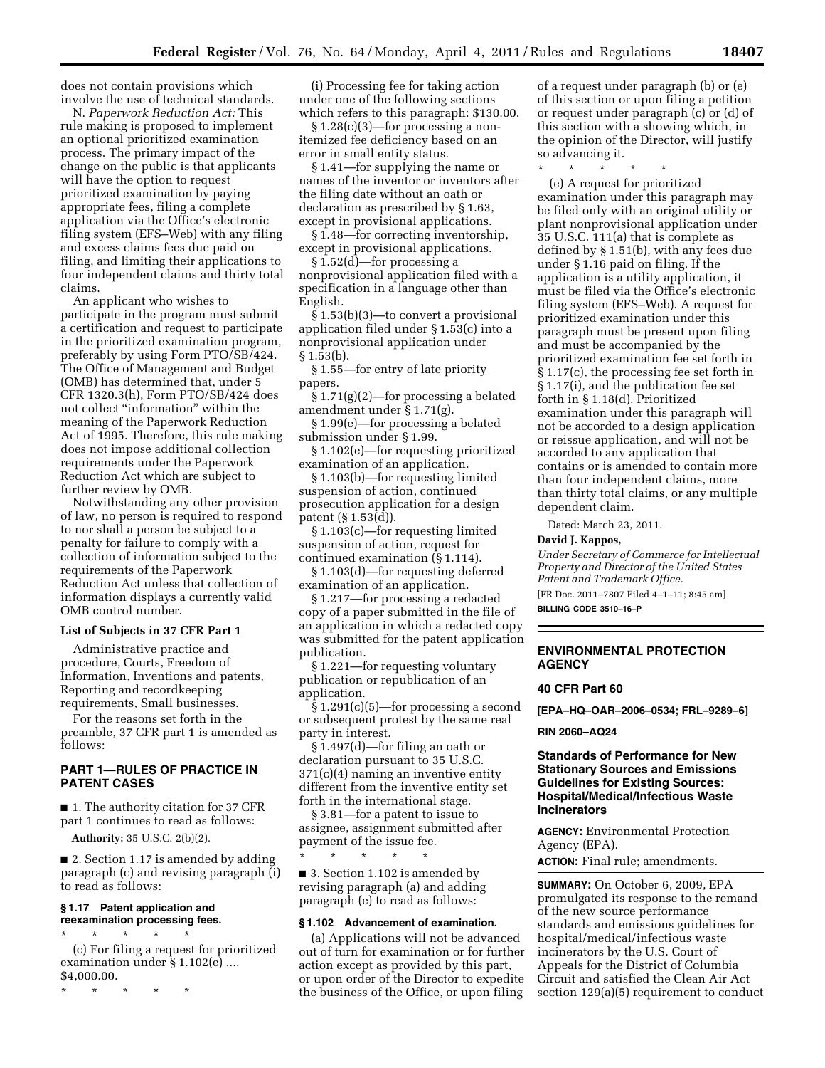does not contain provisions which involve the use of technical standards.

N. *Paperwork Reduction Act:* This rule making is proposed to implement an optional prioritized examination process. The primary impact of the change on the public is that applicants will have the option to request prioritized examination by paying appropriate fees, filing a complete application via the Office's electronic filing system (EFS–Web) with any filing and excess claims fees due paid on filing, and limiting their applications to four independent claims and thirty total claims.

An applicant who wishes to participate in the program must submit a certification and request to participate in the prioritized examination program, preferably by using Form PTO/SB/424. The Office of Management and Budget (OMB) has determined that, under 5 CFR 1320.3(h), Form PTO/SB/424 does not collect "information" within the meaning of the Paperwork Reduction Act of 1995. Therefore, this rule making does not impose additional collection requirements under the Paperwork Reduction Act which are subject to further review by OMB.

Notwithstanding any other provision of law, no person is required to respond to nor shall a person be subject to a penalty for failure to comply with a collection of information subject to the requirements of the Paperwork Reduction Act unless that collection of information displays a currently valid OMB control number.

### List of Subjects in 37 CFR Part 1

Administrative practice and procedure, Courts, Freedom of Information, Inventions and patents, Reporting and recordkeeping requirements, Small businesses.

For the reasons set forth in the preamble, 37 CFR part 1 is amended as follows:

## PART 1—RULES OF PRACTICE IN PATENT CASES

■ 1. The authority citation for 37 CFR part 1 continues to read as follows:

**Authority:** 35 U.S.C. 2(b)(2).

■ 2. Section 1.17 is amended by adding paragraph (c) and revising paragraph (i) to read as follows:

#### § 1.17 Patent application and reexamination processing fees.

\* \* \* \* \*

(c) For filing a request for prioritized examination under § 1.102(e) .... $4,000.00.

\* \* \* \* \*

(i) Processing fee for taking action under one of the following sections which refers to this paragraph: $130.00.

§ 1.28(c)(3)—for processing a non-itemized fee deficiency based on an error in small entity status.

§ 1.41—for supplying the name or names of the inventor or inventors after the filing date without an oath or declaration as prescribed by § 1.63, except in provisional applications.

§ 1.48—for correcting inventorship, except in provisional applications.

§ 1.52(d)—for processing a nonprovisional application filed with a specification in a language other than English.

§ 1.53(b)(3)—to convert a provisional application filed under § 1.53(c) into a nonprovisional application under § 1.53(b).

§ 1.55—for entry of late priority papers.

§ 1.71(g)(2)—for processing a belated amendment under § 1.71(g).

§ 1.99(e)—for processing a belated submission under § 1.99.

§ 1.102(e)—for requesting prioritized examination of an application.

§ 1.103(b)—for requesting limited suspension of action, continued prosecution application for a design patent (§ 1.53(d)).

§ 1.103(c)—for requesting limited suspension of action, request for continued examination (§ 1.114).

§ 1.103(d)—for requesting deferred examination of an application.

§ 1.217—for processing a redacted copy of a paper submitted in the file of an application in which a redacted copy was submitted for the patent application publication.

§ 1.221—for requesting voluntary publication or republication of an application.

§ 1.291(c)(5)—for processing a second or subsequent protest by the same real party in interest.

§ 1.497(d)—for filing an oath or declaration pursuant to 35 U.S.C. 371(c)(4) naming an inventive entity different from the inventive entity set forth in the international stage.

§ 3.81—for a patent to issue to assignee, assignment submitted after payment of the issue fee.

\* \* \* \* \*

■ 3. Section 1.102 is amended by revising paragraph (a) and adding paragraph (e) to read as follows:

#### § 1.102 Advancement of examination.

(a) Applications will not be advanced out of turn for examination or for further action except as provided by this part, or upon order of the Director to expedite the business of the Office, or upon filing of a request under paragraph (b) or (e) of this section or upon filing a petition or request under paragraph (c) or (d) of this section with a showing which, in the opinion of the Director, will justify so advancing it.

\* \* \* \* \*

(e) A request for prioritized examination under this paragraph may be filed only with an original utility or plant nonprovisional application under 35 U.S.C. 111(a) that is complete as defined by § 1.51(b), with any fees due under § 1.16 paid on filing. If the application is a utility application, it must be filed via the Office's electronic filing system (EFS–Web). A request for prioritized examination under this paragraph must be present upon filing and must be accompanied by the prioritized examination fee set forth in § 1.17(c), the processing fee set forth in § 1.17(i), and the publication fee set forth in § 1.18(d). Prioritized examination under this paragraph will not be accorded to a design application or reissue application, and will not be accorded to any application that contains or is amended to contain more than four independent claims, more than thirty total claims, or any multiple dependent claim.

Dated: March 23, 2011.

**David J. Kappos,**

*Under Secretary of Commerce for Intellectual Property and Director of the United States Patent and Trademark Office.*

[FR Doc. 2011–7807 Filed 4–1–11; 8:45 am]

**BILLING CODE 3510–16–P**

## ENVIRONMENTAL PROTECTION AGENCY

### 40 CFR Part 60

**[EPA–HQ–OAR–2006–0534; FRL–9289–6]**

**RIN 2060–AQ24**

### Standards of Performance for New Stationary Sources and Emissions Guidelines for Existing Sources: Hospital/Medical/Infectious Waste Incinerators

**AGENCY:** Environmental Protection Agency (EPA).

**ACTION:** Final rule; amendments.

**SUMMARY:** On October 6, 2009, EPA promulgated its response to the remand of the new source performance standards and emissions guidelines for hospital/medical/infectious waste incinerators by the U.S. Court of Appeals for the District of Columbia Circuit and satisfied the Clean Air Act section 129(a)(5) requirement to conduct